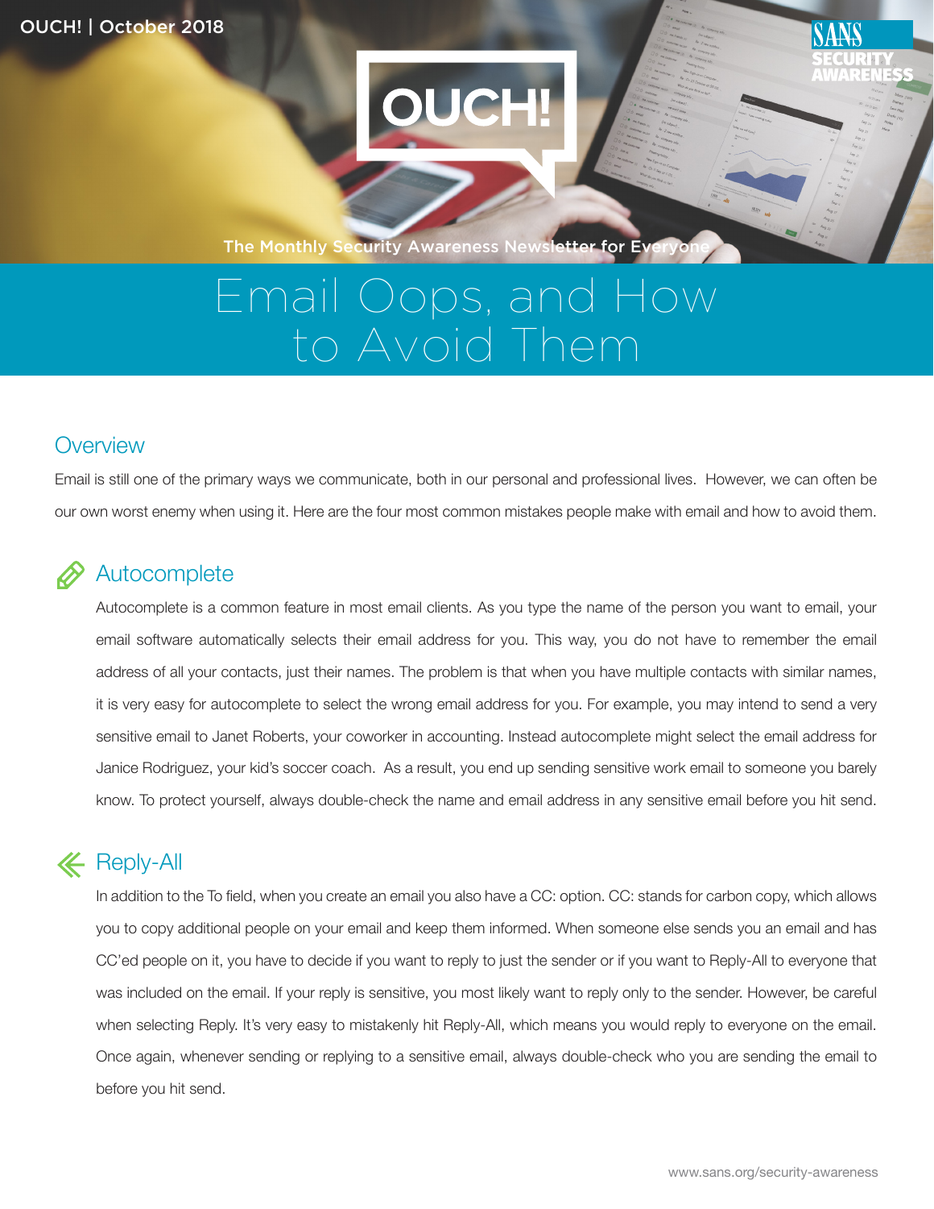OUCH! | October 2018

# OUCH!

The Monthly Security Awareness Newsletter for Everyone

# Email Oops, and How to Avoid Them

## Overview

Email is still one of the primary ways we communicate, both in our personal and professional lives. However, we can often be our own worst enemy when using it. Here are the four most common mistakes people make with email and how to avoid them.

## Autocomplete

Autocomplete is a common feature in most email clients. As you type the name of the person you want to email, your email software automatically selects their email address for you. This way, you do not have to remember the email address of all your contacts, just their names. The problem is that when you have multiple contacts with similar names, it is very easy for autocomplete to select the wrong email address for you. For example, you may intend to send a very sensitive email to Janet Roberts, your coworker in accounting. Instead autocomplete might select the email address for Janice Rodriguez, your kid's soccer coach. As a result, you end up sending sensitive work email to someone you barely know. To protect yourself, always double-check the name and email address in any sensitive email before you hit send.

## Reply-All

In addition to the To field, when you create an email you also have a CC: option. CC: stands for carbon copy, which allows you to copy additional people on your email and keep them informed. When someone else sends you an email and has CC'ed people on it, you have to decide if you want to reply to just the sender or if you want to Reply-All to everyone that was included on the email. If your reply is sensitive, you most likely want to reply only to the sender. However, be careful when selecting Reply. It's very easy to mistakenly hit Reply-All, which means you would reply to everyone on the email. Once again, whenever sending or replying to a sensitive email, always double-check who you are sending the email to before you hit send.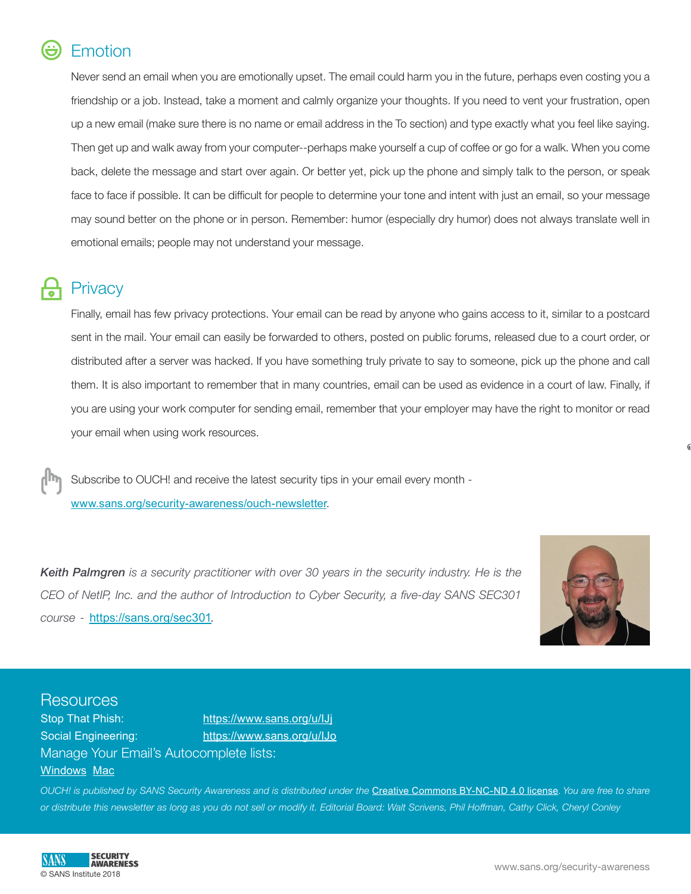## Emotion

Never send an email when you are emotionally upset. The email could harm you in the future, perhaps even costing you a friendship or a job. Instead, take a moment and calmly organize your thoughts. If you need to vent your frustration, open up a new email (make sure there is no name or email address in the To section) and type exactly what you feel like saying. Then get up and walk away from your computer--perhaps make yourself a cup of coffee or go for a walk. When you come back, delete the message and start over again. Or better yet, pick up the phone and simply talk to the person, or speak face to face if possible. It can be difficult for people to determine your tone and intent with just an email, so your message may sound better on the phone or in person. Remember: humor (especially dry humor) does not always translate well in emotional emails; people may not understand your message.

## Privacy

Finally, email has few privacy protections. Your email can be read by anyone who gains access to it, similar to a postcard sent in the mail. Your email can easily be forwarded to others, posted on public forums, released due to a court order, or distributed after a server was hacked. If you have something truly private to say to someone, pick up the phone and call them. It is also important to remember that in many countries, email can be used as evidence in a court of law. Finally, if you are using your work computer for sending email, remember that your employer may have the right to monitor or read your email when using work resources.

Subscribe to OUCH! and receive the latest security tips in your email every month - [www.sans.org/security-awareness/ouch-newsletter](www.sans.org/security-awareness/ouch-newsletter).

***Keith Palmgren** is a security practitioner with over 30 years in the security industry. He is the CEO of NetIP, Inc. and the author of Introduction to Cyber Security, a five-day SANS SEC301 course - [https://sans.org/sec301](https://sans.org/sec301).*

## Resources

Stop That Phish: [https://www.sans.org/u/IJj](https://www.sans.org/u/IJj)

Social Engineering: [https://www.sans.org/u/IJo](https://www.sans.org/u/IJo)

Manage Your Email's Autocomplete lists:

Windows Mac

*OUCH! is published by SANS Security Awareness and is distributed under the Creative Commons BY-NC-ND 4.0 license. You are free to share or distribute this newsletter as long as you do not sell or modify it. Editorial Board: Walt Scrivens, Phil Hoffman, Cathy Click, Cheryl Conley*

© SANS Institute 2018

www.sans.org/security-awareness